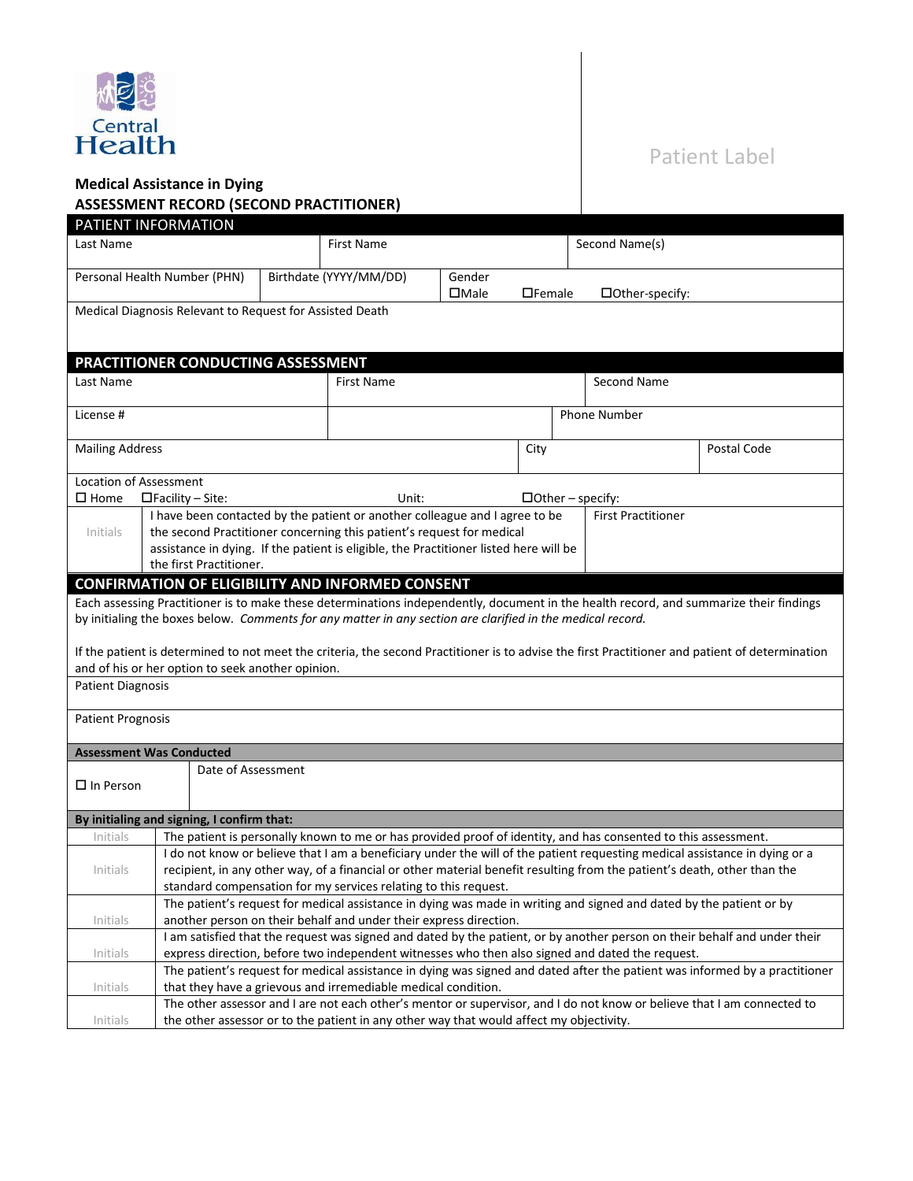Central Health

Patient Label

**Medical Assistance in Dying**
**ASSESSMENT RECORD (SECOND PRACTITIONER)**

## PATIENT INFORMATION

| Last Name | First Name | Second Name(s) |
|---|---|---|
| | | |

| Personal Health Number (PHN) | Birthdate (YYYY/MM/DD) | Gender ☐Male ☐Female ☐Other-specify: |
|---|---|---|
| | | |

Medical Diagnosis Relevant to Request for Assisted Death

## PRACTITIONER CONDUCTING ASSESSMENT

| Last Name | First Name | Second Name |
|---|---|---|
| | | |

| License # | | Phone Number |
|---|---|---|
| | | |

| Mailing Address | City | Postal Code |
|---|---|---|
| | | |

Location of Assessment
☐ Home ☐Facility – Site: Unit: ☐Other – specify:

| Initials | I have been contacted by the patient or another colleague and I agree to be the second Practitioner concerning this patient's request for medical assistance in dying. If the patient is eligible, the Practitioner listed here will be the first Practitioner. | First Practitioner |
|---|---|---|

## CONFIRMATION OF ELIGIBILITY AND INFORMED CONSENT

Each assessing Practitioner is to make these determinations independently, document in the health record, and summarize their findings by initialing the boxes below. *Comments for any matter in any section are clarified in the medical record.*

If the patient is determined to not meet the criteria, the second Practitioner is to advise the first Practitioner and patient of determination and of his or her option to seek another opinion.

Patient Diagnosis

Patient Prognosis

**Assessment Was Conducted**

| ☐ In Person | Date of Assessment |
|---|---|

**By initialing and signing, I confirm that:**

| Initials | Statement |
|---|---|
| Initials | The patient is personally known to me or has provided proof of identity, and has consented to this assessment. |
| Initials | I do not know or believe that I am a beneficiary under the will of the patient requesting medical assistance in dying or a recipient, in any other way, of a financial or other material benefit resulting from the patient's death, other than the standard compensation for my services relating to this request. |
| Initials | The patient's request for medical assistance in dying was made in writing and signed and dated by the patient or by another person on their behalf and under their express direction. |
| Initials | I am satisfied that the request was signed and dated by the patient, or by another person on their behalf and under their express direction, before two independent witnesses who then also signed and dated the request. |
| Initials | The patient's request for medical assistance in dying was signed and dated after the patient was informed by a practitioner that they have a grievous and irremediable medical condition. |
| Initials | The other assessor and I are not each other's mentor or supervisor, and I do not know or believe that I am connected to the other assessor or to the patient in any other way that would affect my objectivity. |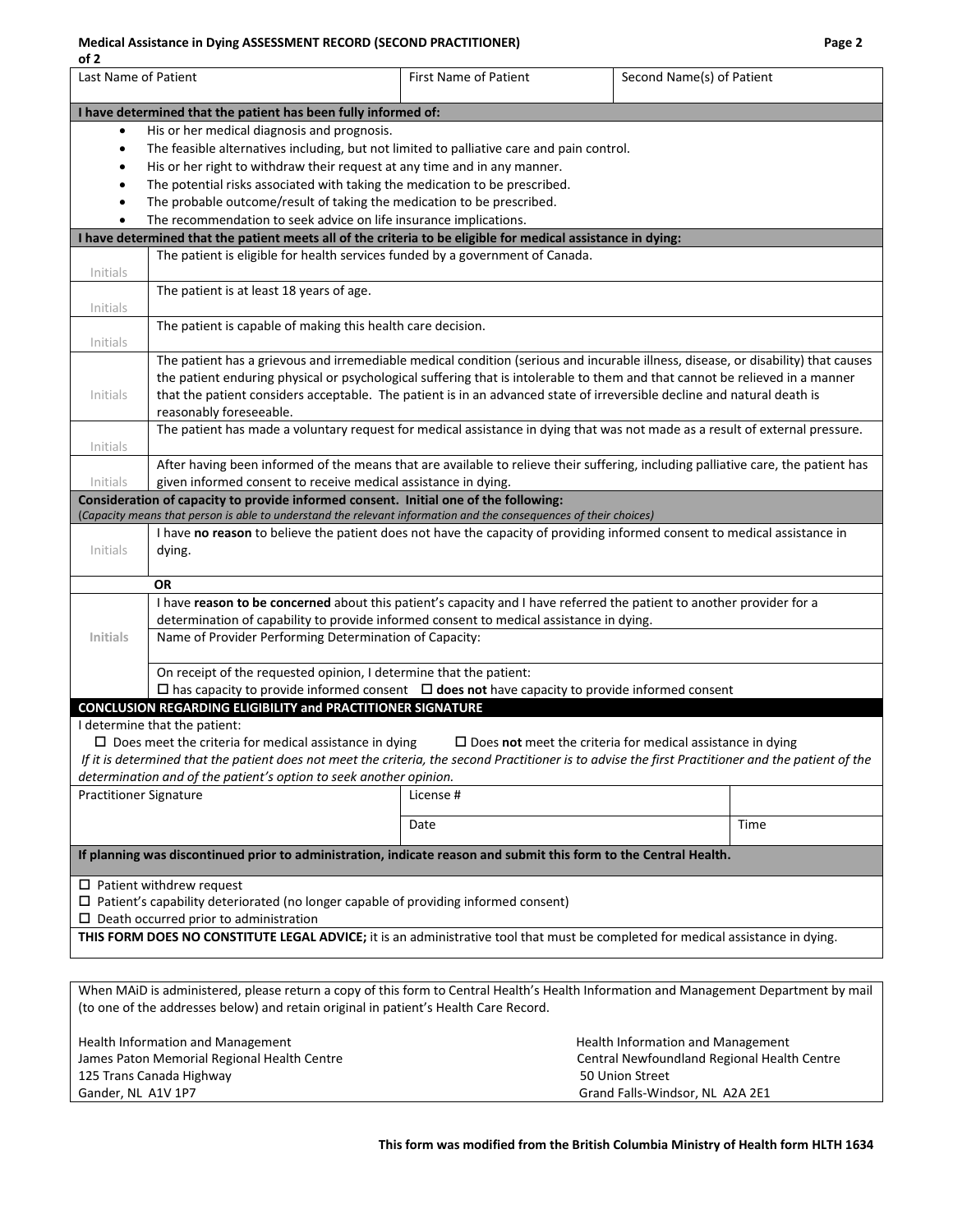| Last Name of Patient | First Name of Patient | Second Name(s) of Patient |
|---|---|---|
| | | |

**I have determined that the patient has been fully informed of:**

- His or her medical diagnosis and prognosis.
- The feasible alternatives including, but not limited to palliative care and pain control.
- His or her right to withdraw their request at any time and in any manner.
- The potential risks associated with taking the medication to be prescribed.
- The probable outcome/result of taking the medication to be prescribed.
- The recommendation to seek advice on life insurance implications.

**I have determined that the patient meets all of the criteria to be eligible for medical assistance in dying:**

| | |
|---|---|
| Initials | The patient is eligible for health services funded by a government of Canada. |
| Initials | The patient is at least 18 years of age. |
| Initials | The patient is capable of making this health care decision. |
| Initials | The patient has a grievous and irremediable medical condition (serious and incurable illness, disease, or disability) that causes the patient enduring physical or psychological suffering that is intolerable to them and that cannot be relieved in a manner that the patient considers acceptable. The patient is in an advanced state of irreversible decline and natural death is reasonably foreseeable. |
| Initials | The patient has made a voluntary request for medical assistance in dying that was not made as a result of external pressure. |
| Initials | After having been informed of the means that are available to relieve their suffering, including palliative care, the patient has given informed consent to receive medical assistance in dying. |

**Consideration of capacity to provide informed consent. Initial one of the following:**
*(Capacity means that person is able to understand the relevant information and the consequences of their choices)*

| | |
|---|---|
| Initials | I have **no reason** to believe the patient does not have the capacity of providing informed consent to medical assistance in dying. |
| | **OR** |
| **Initials** | I have **reason to be concerned** about this patient's capacity and I have referred the patient to another provider for a determination of capability to provide informed consent to medical assistance in dying. |
| | Name of Provider Performing Determination of Capacity: |
| | On receipt of the requested opinion, I determine that the patient: ☐ has capacity to provide informed consent ☐ **does not** have capacity to provide informed consent |

**CONCLUSION REGARDING ELIGIBILITY and PRACTITIONER SIGNATURE**

I determine that the patient:

☐ Does meet the criteria for medical assistance in dying ☐ Does **not** meet the criteria for medical assistance in dying

*If it is determined that the patient does not meet the criteria, the second Practitioner is to advise the first Practitioner and the patient of the determination and of the patient's option to seek another opinion.*

| Practitioner Signature | License # | |
|---|---|---|
| | Date | Time |

**If planning was discontinued prior to administration, indicate reason and submit this form to the Central Health.**

☐ Patient withdrew request
☐ Patient's capability deteriorated (no longer capable of providing informed consent)
☐ Death occurred prior to administration

**THIS FORM DOES NO CONSTITUTE LEGAL ADVICE;** it is an administrative tool that must be completed for medical assistance in dying.

When MAiD is administered, please return a copy of this form to Central Health's Health Information and Management Department by mail (to one of the addresses below) and retain original in patient's Health Care Record.

Health Information and Management
James Paton Memorial Regional Health Centre
125 Trans Canada Highway
Gander, NL A1V 1P7

Health Information and Management
Central Newfoundland Regional Health Centre
50 Union Street
Grand Falls-Windsor, NL A2A 2E1

**This form was modified from the British Columbia Ministry of Health form HLTH 1634**